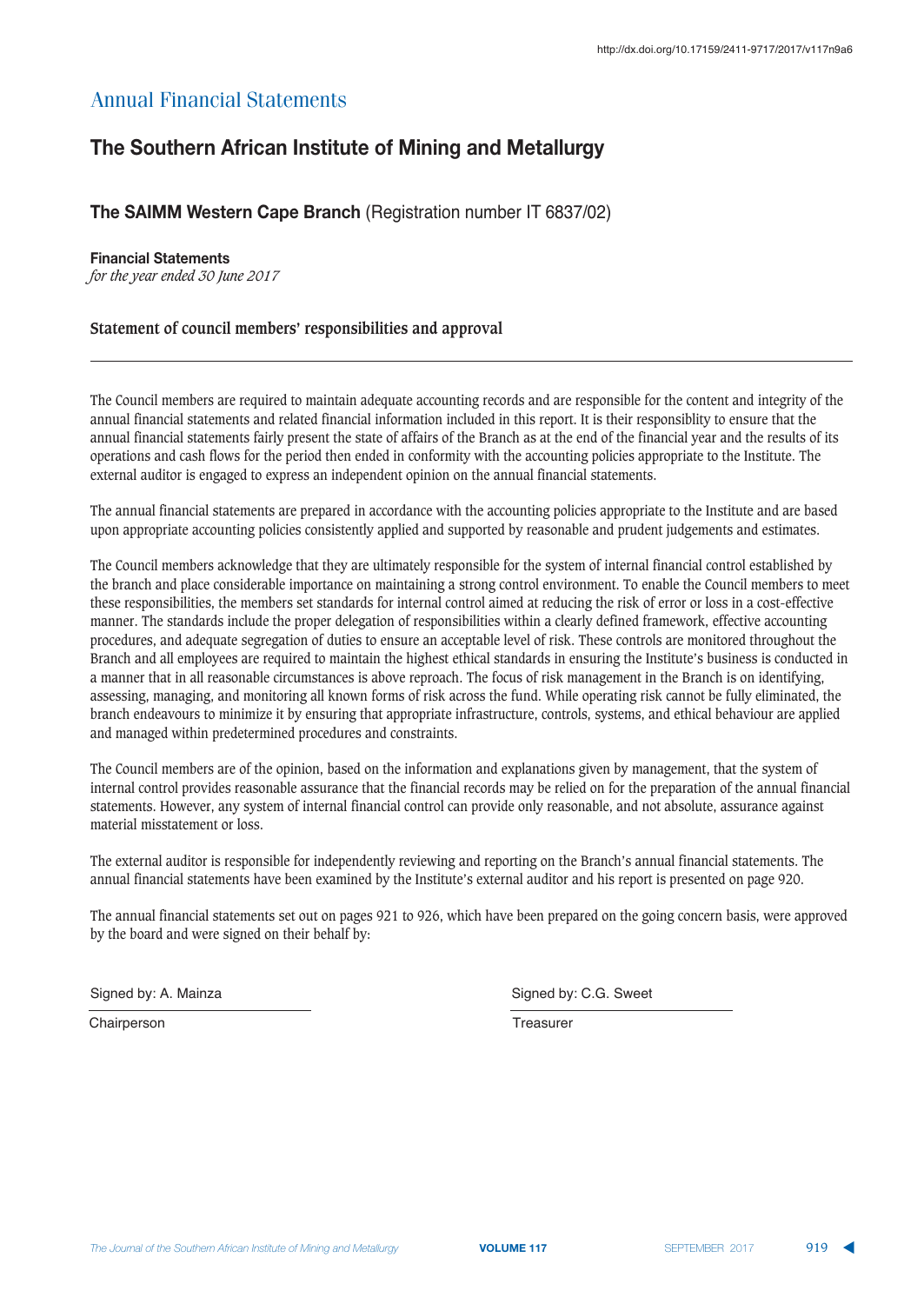# Annual Financial Statements

## The Southern African Institute of Mining and Metallurgy

### The SAIMM Western Cape Branch (Registration number IT 6837/02)

**Financial Statements**
*for the year ended 30 June 2017*

**Statement of council members' responsibilities and approval**

---

The Council members are required to maintain adequate accounting records and are responsible for the content and integrity of the annual financial statements and related financial information included in this report. It is their responsiblity to ensure that the annual financial statements fairly present the state of affairs of the Branch as at the end of the financial year and the results of its operations and cash flows for the period then ended in conformity with the accounting policies appropriate to the Institute. The external auditor is engaged to express an independent opinion on the annual financial statements.

The annual financial statements are prepared in accordance with the accounting policies appropriate to the Institute and are based upon appropriate accounting policies consistently applied and supported by reasonable and prudent judgements and estimates.

The Council members acknowledge that they are ultimately responsible for the system of internal financial control established by the branch and place considerable importance on maintaining a strong control environment. To enable the Council members to meet these responsibilities, the members set standards for internal control aimed at reducing the risk of error or loss in a cost-effective manner. The standards include the proper delegation of responsibilities within a clearly defined framework, effective accounting procedures, and adequate segregation of duties to ensure an acceptable level of risk. These controls are monitored throughout the Branch and all employees are required to maintain the highest ethical standards in ensuring the Institute's business is conducted in a manner that in all reasonable circumstances is above reproach. The focus of risk management in the Branch is on identifying, assessing, managing, and monitoring all known forms of risk across the fund. While operating risk cannot be fully eliminated, the branch endeavours to minimize it by ensuring that appropriate infrastructure, controls, systems, and ethical behaviour are applied and managed within predetermined procedures and constraints.

The Council members are of the opinion, based on the information and explanations given by management, that the system of internal control provides reasonable assurance that the financial records may be relied on for the preparation of the annual financial statements. However, any system of internal financial control can provide only reasonable, and not absolute, assurance against material misstatement or loss.

The external auditor is responsible for independently reviewing and reporting on the Branch's annual financial statements. The annual financial statements have been examined by the Institute's external auditor and his report is presented on page 920.

The annual financial statements set out on pages 921 to 926, which have been prepared on the going concern basis, were approved by the board and were signed on their behalf by:

Signed by: A. Mainza
Chairperson

Signed by: C.G. Sweet
Treasurer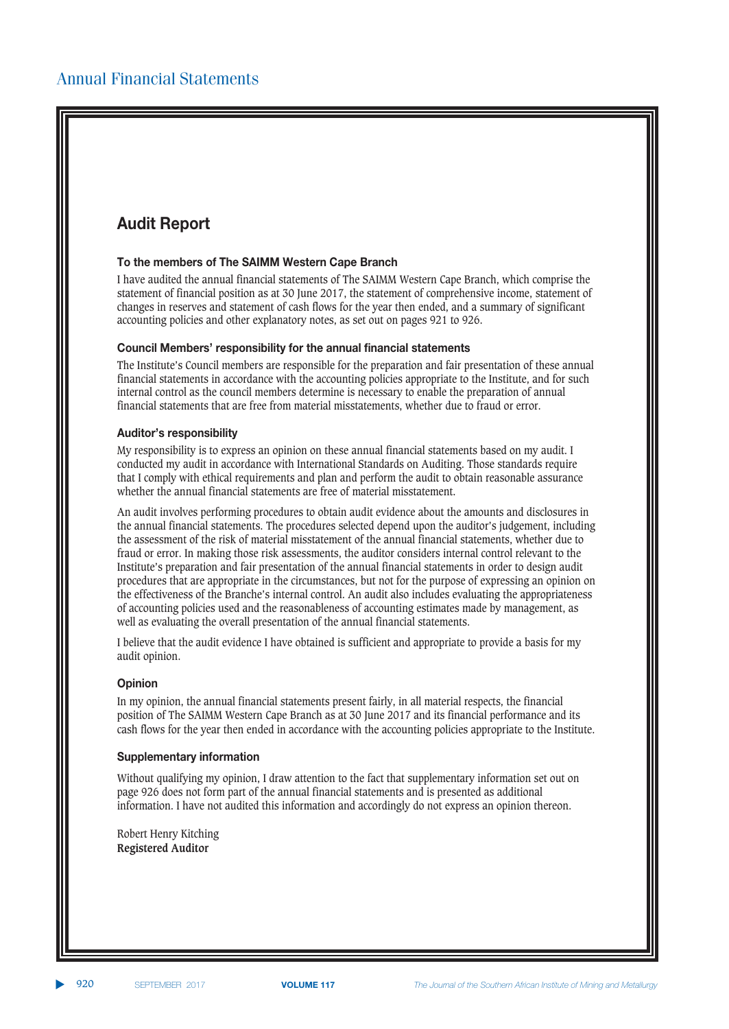## Audit Report

### To the members of The SAIMM Western Cape Branch

I have audited the annual financial statements of The SAIMM Western Cape Branch, which comprise the statement of financial position as at 30 June 2017, the statement of comprehensive income, statement of changes in reserves and statement of cash flows for the year then ended, and a summary of significant accounting policies and other explanatory notes, as set out on pages 921 to 926.

### Council Members' responsibility for the annual financial statements

The Institute's Council members are responsible for the preparation and fair presentation of these annual financial statements in accordance with the accounting policies appropriate to the Institute, and for such internal control as the council members determine is necessary to enable the preparation of annual financial statements that are free from material misstatements, whether due to fraud or error.

### Auditor's responsibility

My responsibility is to express an opinion on these annual financial statements based on my audit. I conducted my audit in accordance with International Standards on Auditing. Those standards require that I comply with ethical requirements and plan and perform the audit to obtain reasonable assurance whether the annual financial statements are free of material misstatement.

An audit involves performing procedures to obtain audit evidence about the amounts and disclosures in the annual financial statements. The procedures selected depend upon the auditor's judgement, including the assessment of the risk of material misstatement of the annual financial statements, whether due to fraud or error. In making those risk assessments, the auditor considers internal control relevant to the Institute's preparation and fair presentation of the annual financial statements in order to design audit procedures that are appropriate in the circumstances, but not for the purpose of expressing an opinion on the effectiveness of the Branche's internal control. An audit also includes evaluating the appropriateness of accounting policies used and the reasonableness of accounting estimates made by management, as well as evaluating the overall presentation of the annual financial statements.

I believe that the audit evidence I have obtained is sufficient and appropriate to provide a basis for my audit opinion.

### Opinion

In my opinion, the annual financial statements present fairly, in all material respects, the financial position of The SAIMM Western Cape Branch as at 30 June 2017 and its financial performance and its cash flows for the year then ended in accordance with the accounting policies appropriate to the Institute.

### Supplementary information

Without qualifying my opinion, I draw attention to the fact that supplementary information set out on page 926 does not form part of the annual financial statements and is presented as additional information. I have not audited this information and accordingly do not express an opinion thereon.

Robert Henry Kitching  
**Registered Auditor**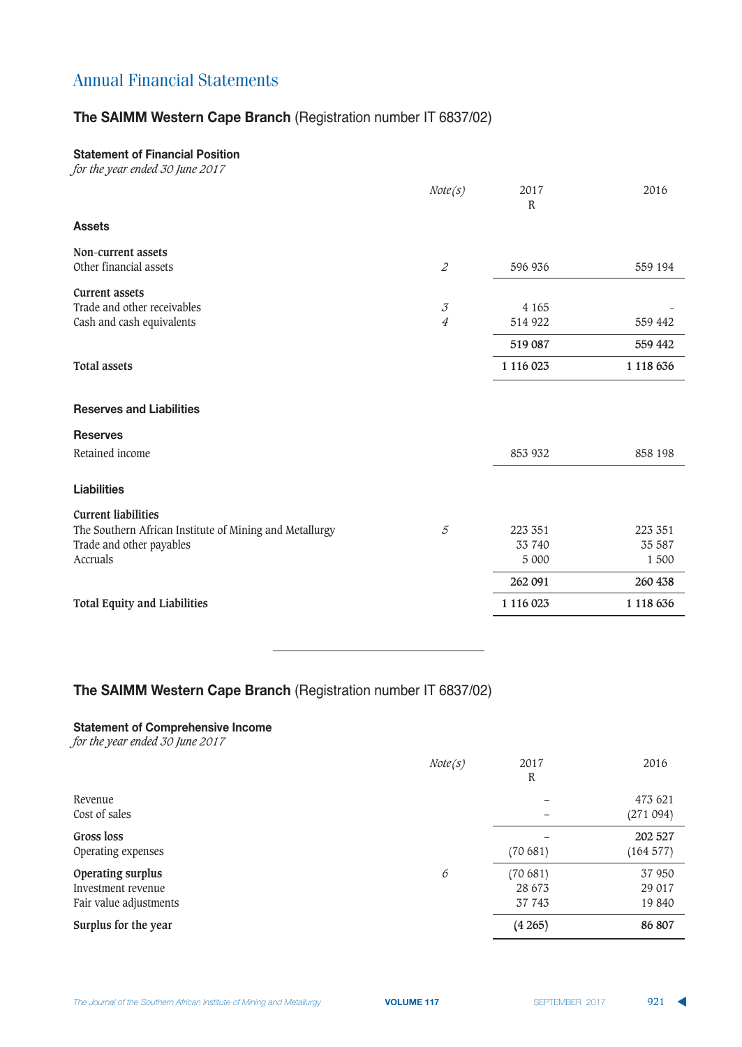# Annual Financial Statements

## The SAIMM Western Cape Branch (Registration number IT 6837/02)

### Statement of Financial Position

*for the year ended 30 June 2017*

| | *Note(s)* | 2017 R | 2016 |
|---|---|---|---|
| **Assets** | | | |
| **Non-current assets** | | | |
| Other financial assets | *2* | 596 936 | 559 194 |
| **Current assets** | | | |
| Trade and other receivables | *3* | 4 165 | - |
| Cash and cash equivalents | *4* | 514 922 | 559 442 |
| | | **519 087** | **559 442** |
| **Total assets** | | **1 116 023** | **1 118 636** |
| **Reserves and Liabilities** | | | |
| **Reserves** | | | |
| Retained income | | 853 932 | 858 198 |
| **Liabilities** | | | |
| **Current liabilities** | | | |
| The Southern African Institute of Mining and Metallurgy | *5* | 223 351 | 223 351 |
| Trade and other payables | | 33 740 | 35 587 |
| Accruals | | 5 000 | 1 500 |
| | | **262 091** | **260 438** |
| **Total Equity and Liabilities** | | **1 116 023** | **1 118 636** |

## The SAIMM Western Cape Branch (Registration number IT 6837/02)

### Statement of Comprehensive Income

*for the year ended 30 June 2017*

| | *Note(s)* | 2017 R | 2016 |
|---|---|---|---|
| Revenue | | – | 473 621 |
| Cost of sales | | – | (271 094) |
| **Gross loss** | | – | **202 527** |
| Operating expenses | | (70 681) | (164 577) |
| **Operating surplus** | *6* | (70 681) | 37 950 |
| Investment revenue | | 28 673 | 29 017 |
| Fair value adjustments | | 37 743 | 19 840 |
| **Surplus for the year** | | **(4 265)** | **86 807** |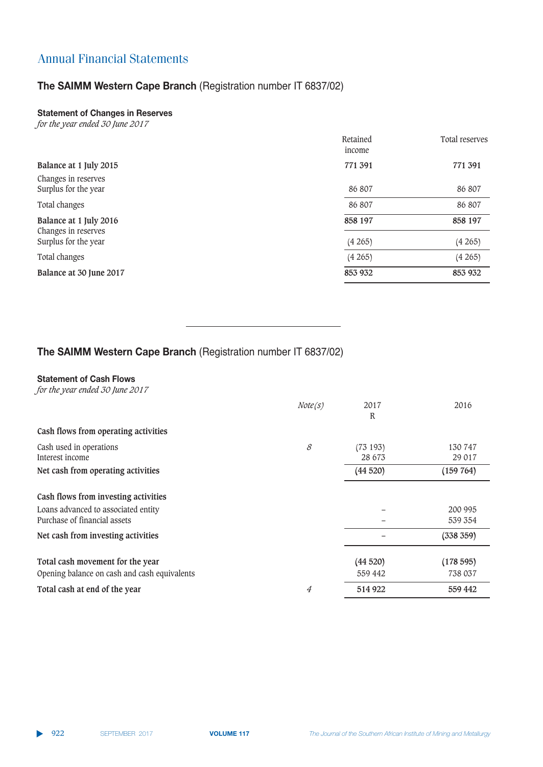# Annual Financial Statements

## The SAIMM Western Cape Branch (Registration number IT 6837/02)

### Statement of Changes in Reserves

*for the year ended 30 June 2017*

| | Retained income | Total reserves |
|---|---|---|
| **Balance at 1 July 2015** | **771 391** | **771 391** |
| Changes in reserves | | |
| Surplus for the year | 86 807 | 86 807 |
| Total changes | 86 807 | 86 807 |
| **Balance at 1 July 2016** | **858 197** | **858 197** |
| Changes in reserves | | |
| Surplus for the year | (4 265) | (4 265) |
| Total changes | (4 265) | (4 265) |
| **Balance at 30 June 2017** | **853 932** | **853 932** |

## The SAIMM Western Cape Branch (Registration number IT 6837/02)

### Statement of Cash Flows

*for the year ended 30 June 2017*

| | *Note(s)* | 2017 R | 2016 |
|---|---|---|---|
| **Cash flows from operating activities** | | | |
| Cash used in operations | *8* | (73 193) | 130 747 |
| Interest income | | 28 673 | 29 017 |
| **Net cash from operating activities** | | **(44 520)** | **(159 764)** |
| **Cash flows from investing activities** | | | |
| Loans advanced to associated entity | | – | 200 995 |
| Purchase of financial assets | | – | 539 354 |
| **Net cash from investing activities** | | – | **(338 359)** |
| **Total cash movement for the year** | | **(44 520)** | **(178 595)** |
| Opening balance on cash and cash equivalents | | 559 442 | 738 037 |
| **Total cash at end of the year** | *4* | **514 922** | **559 442** |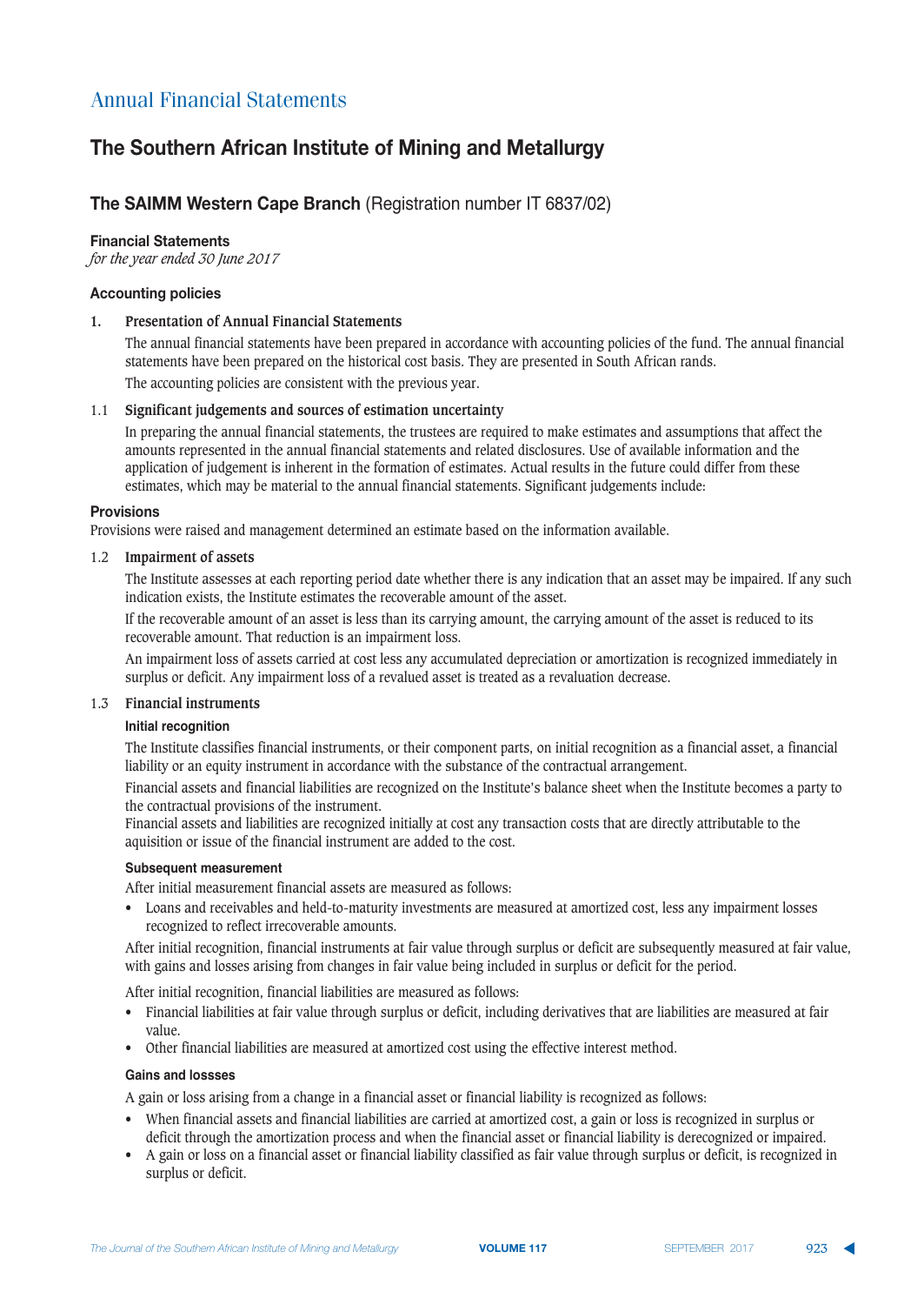# Annual Financial Statements

## The Southern African Institute of Mining and Metallurgy

### The SAIMM Western Cape Branch (Registration number IT 6837/02)

**Financial Statements**
*for the year ended 30 June 2017*

**Accounting policies**

**1. Presentation of Annual Financial Statements**

The annual financial statements have been prepared in accordance with accounting policies of the fund. The annual financial statements have been prepared on the historical cost basis. They are presented in South African rands.

The accounting policies are consistent with the previous year.

**1.1 Significant judgements and sources of estimation uncertainty**

In preparing the annual financial statements, the trustees are required to make estimates and assumptions that affect the amounts represented in the annual financial statements and related disclosures. Use of available information and the application of judgement is inherent in the formation of estimates. Actual results in the future could differ from these estimates, which may be material to the annual financial statements. Significant judgements include:

**Provisions**

Provisions were raised and management determined an estimate based on the information available.

**1.2 Impairment of assets**

The Institute assesses at each reporting period date whether there is any indication that an asset may be impaired. If any such indication exists, the Institute estimates the recoverable amount of the asset.

If the recoverable amount of an asset is less than its carrying amount, the carrying amount of the asset is reduced to its recoverable amount. That reduction is an impairment loss.

An impairment loss of assets carried at cost less any accumulated depreciation or amortization is recognized immediately in surplus or deficit. Any impairment loss of a revalued asset is treated as a revaluation decrease.

**1.3 Financial instruments**

**Initial recognition**

The Institute classifies financial instruments, or their component parts, on initial recognition as a financial asset, a financial liability or an equity instrument in accordance with the substance of the contractual arrangement.

Financial assets and financial liabilities are recognized on the Institute's balance sheet when the Institute becomes a party to the contractual provisions of the instrument.

Financial assets and liabilities are recognized initially at cost any transaction costs that are directly attributable to the aquisition or issue of the financial instrument are added to the cost.

**Subsequent measurement**

After initial measurement financial assets are measured as follows:

- Loans and receivables and held-to-maturity investments are measured at amortized cost, less any impairment losses recognized to reflect irrecoverable amounts.

After initial recognition, financial instruments at fair value through surplus or deficit are subsequently measured at fair value, with gains and losses arising from changes in fair value being included in surplus or deficit for the period.

After initial recognition, financial liabilities are measured as follows:

- Financial liabilities at fair value through surplus or deficit, including derivatives that are liabilities are measured at fair value.
- Other financial liabilities are measured at amortized cost using the effective interest method.

**Gains and lossses**

A gain or loss arising from a change in a financial asset or financial liability is recognized as follows:

- When financial assets and financial liabilities are carried at amortized cost, a gain or loss is recognized in surplus or deficit through the amortization process and when the financial asset or financial liability is derecognized or impaired.
- A gain or loss on a financial asset or financial liability classified as fair value through surplus or deficit, is recognized in surplus or deficit.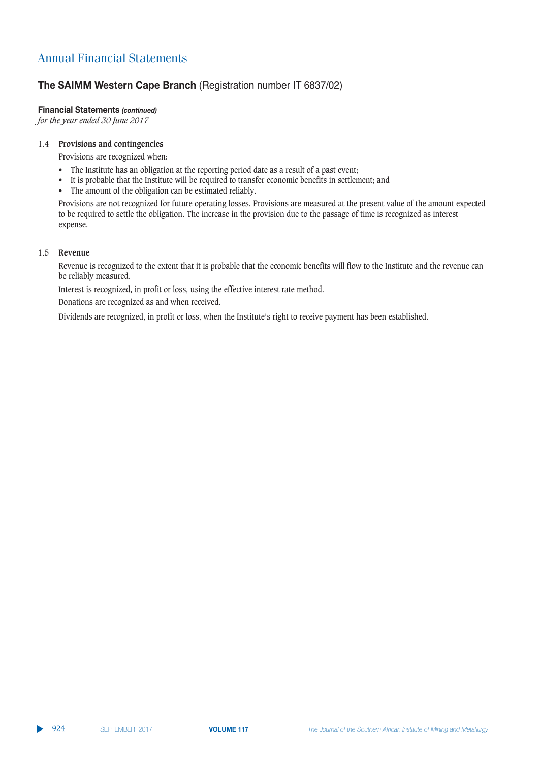# Annual Financial Statements

## The SAIMM Western Cape Branch (Registration number IT 6837/02)

**Financial Statements** ***(continued)***
*for the year ended 30 June 2017*

### 1.4 Provisions and contingencies

Provisions are recognized when:

- The Institute has an obligation at the reporting period date as a result of a past event;
- It is probable that the Institute will be required to transfer economic benefits in settlement; and
- The amount of the obligation can be estimated reliably.

Provisions are not recognized for future operating losses. Provisions are measured at the present value of the amount expected to be required to settle the obligation. The increase in the provision due to the passage of time is recognized as interest expense.

### 1.5 Revenue

Revenue is recognized to the extent that it is probable that the economic benefits will flow to the Institute and the revenue can be reliably measured.

Interest is recognized, in profit or loss, using the effective interest rate method.

Donations are recognized as and when received.

Dividends are recognized, in profit or loss, when the Institute's right to receive payment has been established.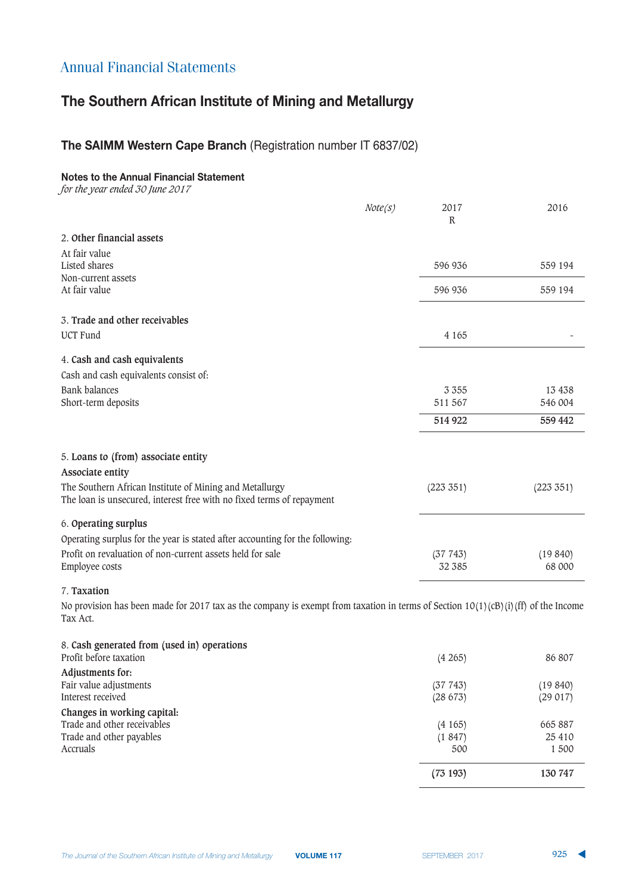# Annual Financial Statements

## The Southern African Institute of Mining and Metallurgy

### The SAIMM Western Cape Branch (Registration number IT 6837/02)

**Notes to the Annual Financial Statement**
*for the year ended 30 June 2017*

| | *Note(s)* | 2017 R | 2016 |
|---|---|---|---|
| 2. **Other financial assets** | | | |
| At fair value | | | |
| Listed shares | | 596 936 | 559 194 |
| Non-current assets | | | |
| At fair value | | 596 936 | 559 194 |
| 3. **Trade and other receivables** | | | |
| UCT Fund | | 4 165 | - |
| 4. **Cash and cash equivalents** | | | |
| Cash and cash equivalents consist of: | | | |
| Bank balances | | 3 355 | 13 438 |
| Short-term deposits | | 511 567 | 546 004 |
| | | **514 922** | **559 442** |
| 5. **Loans to (from) associate entity** | | | |
| **Associate entity** | | | |
| The Southern African Institute of Mining and Metallurgy | | (223 351) | (223 351) |
| The loan is unsecured, interest free with no fixed terms of repayment | | | |
| 6. **Operating surplus** | | | |
| Operating surplus for the year is stated after accounting for the following: | | | |
| Profit on revaluation of non-current assets held for sale | | (37 743) | (19 840) |
| Employee costs | | 32 385 | 68 000 |

7. **Taxation**

No provision has been made for 2017 tax as the company is exempt from taxation in terms of Section 10(1)(cB)(i)(ff) of the Income Tax Act.

| | *Note(s)* | 2017 R | 2016 |
|---|---|---|---|
| 8. **Cash generated from (used in) operations** | | | |
| Profit before taxation | | (4 265) | 86 807 |
| **Adjustments for:** | | | |
| Fair value adjustments | | (37 743) | (19 840) |
| Interest received | | (28 673) | (29 017) |
| **Changes in working capital:** | | | |
| Trade and other receivables | | (4 165) | 665 887 |
| Trade and other payables | | (1 847) | 25 410 |
| Accruals | | 500 | 1 500 |
| | | **(73 193)** | **130 747** |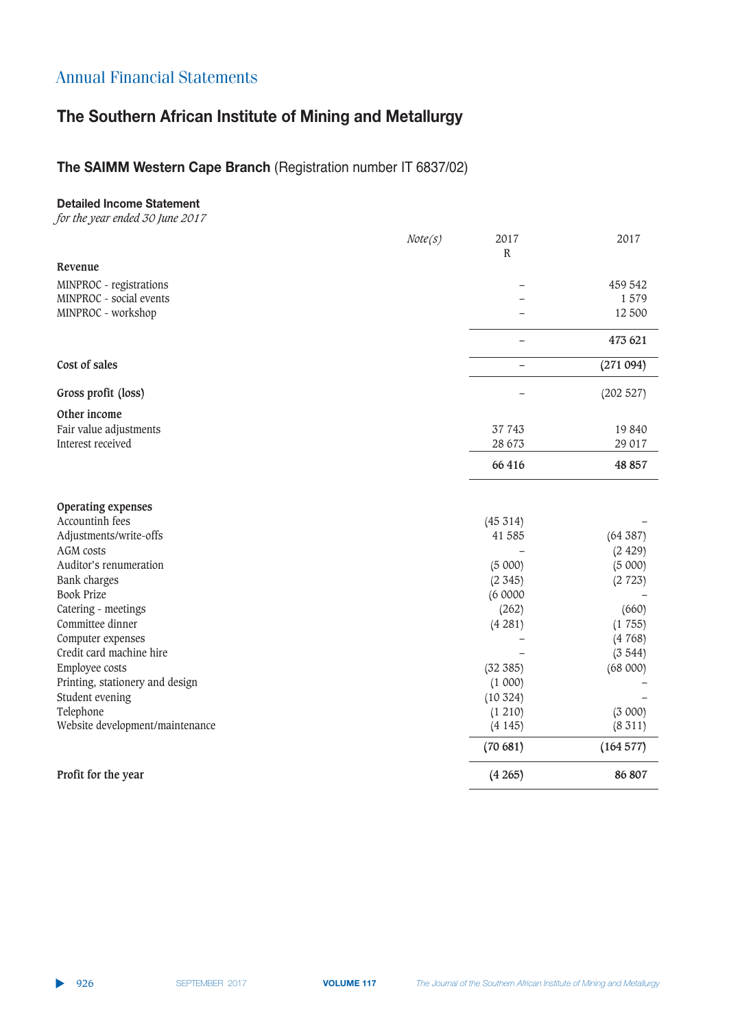# Annual Financial Statements

## The Southern African Institute of Mining and Metallurgy

### The SAIMM Western Cape Branch (Registration number IT 6837/02)

**Detailed Income Statement**
*for the year ended 30 June 2017*

| | *Note(s)* | 2017 R | 2017 |
|---|---|---|---|
| **Revenue** | | | |
| MINPROC - registrations | | – | 459 542 |
| MINPROC - social events | | – | 1 579 |
| MINPROC - workshop | | – | 12 500 |
| | | **–** | **473 621** |
| **Cost of sales** | | **–** | **(271 094)** |
| **Gross profit (loss)** | | – | (202 527) |
| **Other income** | | | |
| Fair value adjustments | | 37 743 | 19 840 |
| Interest received | | 28 673 | 29 017 |
| | | **66 416** | **48 857** |
| **Operating expenses** | | | |
| Accountinh fees | | (45 314) | – |
| Adjustments/write-offs | | 41 585 | (64 387) |
| AGM costs | | – | (2 429) |
| Auditor's renumeration | | (5 000) | (5 000) |
| Bank charges | | (2 345) | (2 723) |
| Book Prize | | (6 0000 | – |
| Catering - meetings | | (262) | (660) |
| Committee dinner | | (4 281) | (1 755) |
| Computer expenses | | – | (4 768) |
| Credit card machine hire | | – | (3 544) |
| Employee costs | | (32 385) | (68 000) |
| Printing, stationery and design | | (1 000) | – |
| Student evening | | (10 324) | – |
| Telephone | | (1 210) | (3 000) |
| Website development/maintenance | | (4 145) | (8 311) |
| | | **(70 681)** | **(164 577)** |
| **Profit for the year** | | **(4 265)** | **86 807** |